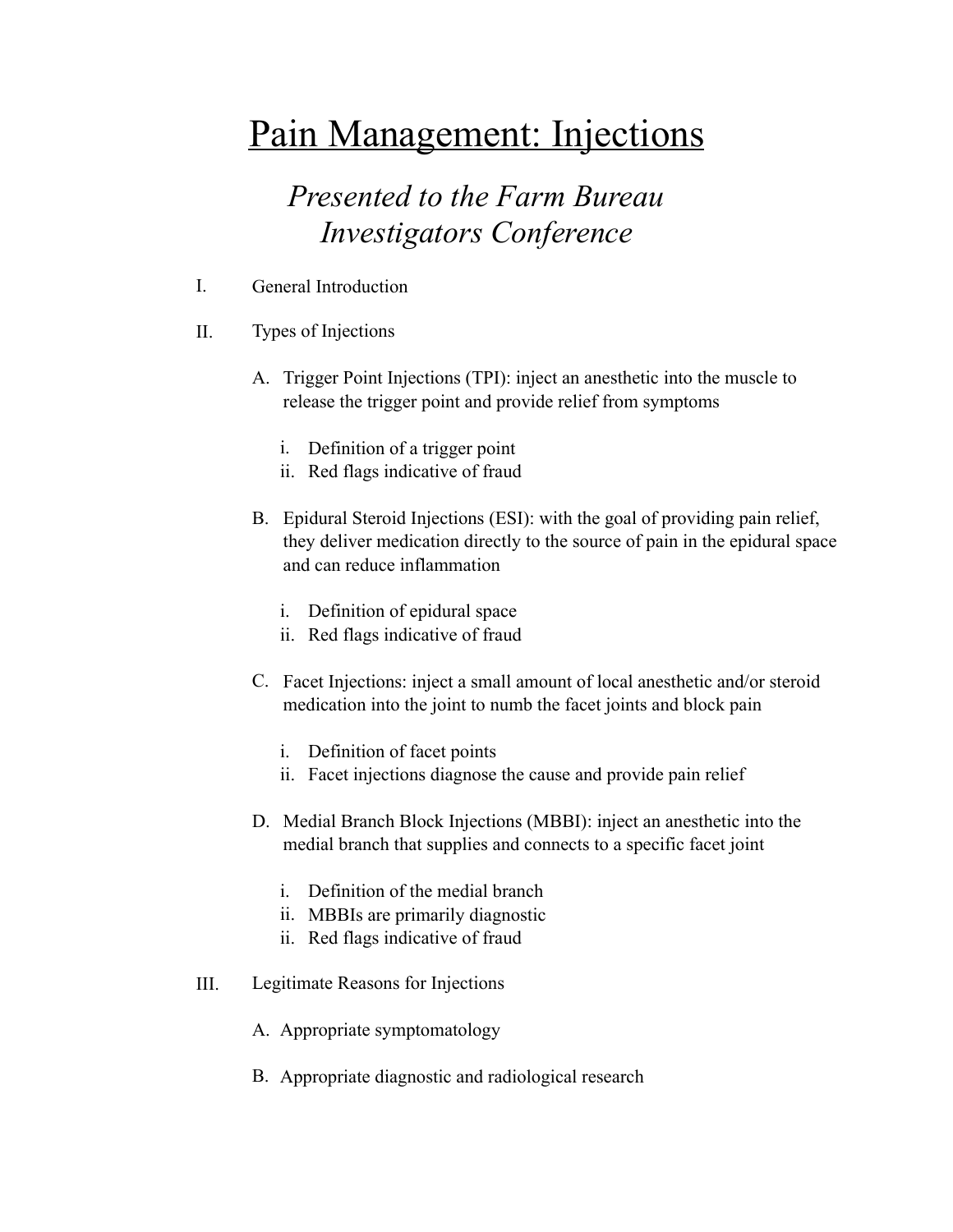# Pain Management: Injections

## *Presented to the Farm Bureau Investigators Conference*

I. General Introduction

II. Types of Injections

   A. Trigger Point Injections (TPI): inject an anesthetic into the muscle to release the trigger point and provide relief from symptoms

      i. Definition of a trigger point
      ii. Red flags indicative of fraud

   B. Epidural Steroid Injections (ESI): with the goal of providing pain relief, they deliver medication directly to the source of pain in the epidural space and can reduce inflammation

      i. Definition of epidural space
      ii. Red flags indicative of fraud

   C. Facet Injections: inject a small amount of local anesthetic and/or steroid medication into the joint to numb the facet joints and block pain

      i. Definition of facet points
      ii. Facet injections diagnose the cause and provide pain relief

   D. Medial Branch Block Injections (MBBI): inject an anesthetic into the medial branch that supplies and connects to a specific facet joint

      i. Definition of the medial branch
      ii. MBBIs are primarily diagnostic
      ii. Red flags indicative of fraud

III. Legitimate Reasons for Injections

   A. Appropriate symptomatology

   B. Appropriate diagnostic and radiological research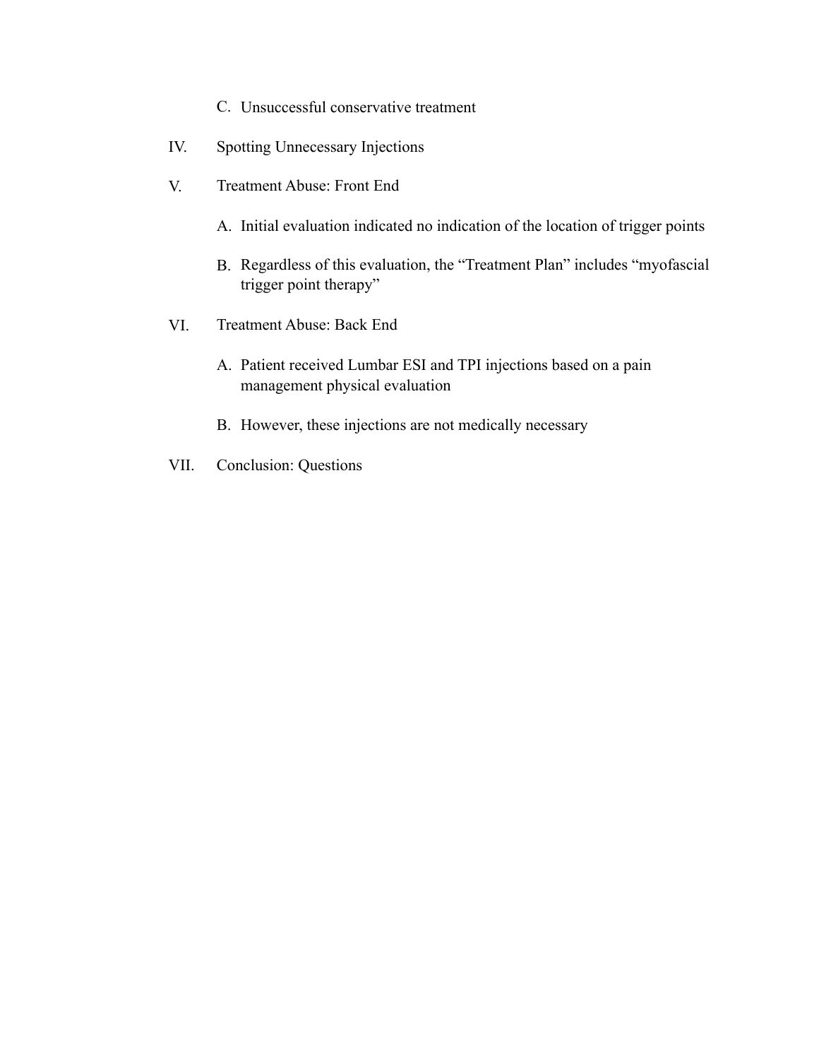C. Unsuccessful conservative treatment

IV. Spotting Unnecessary Injections

V. Treatment Abuse: Front End

A. Initial evaluation indicated no indication of the location of trigger points

B. Regardless of this evaluation, the "Treatment Plan" includes "myofascial trigger point therapy"

VI. Treatment Abuse: Back End

A. Patient received Lumbar ESI and TPI injections based on a pain management physical evaluation

B. However, these injections are not medically necessary

VII. Conclusion: Questions